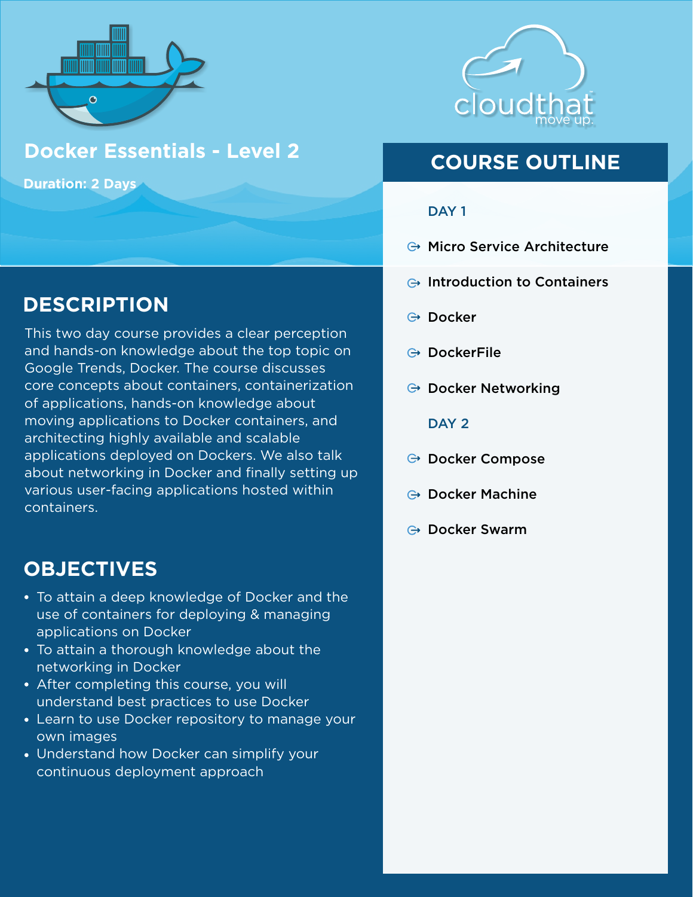# Docker Essentials - Level 2

**Duration: 2 Days**

## DESCRIPTION

This two day course provides a clear perception and hands-on knowledge about the top topic on Google Trends, Docker. The course discusses core concepts about containers, containerization of applications, hands-on knowledge about moving applications to Docker containers, and architecting highly available and scalable applications deployed on Dockers. We also talk about networking in Docker and finally setting up various user-facing applications hosted within containers.

## OBJECTIVES

- To attain a deep knowledge of Docker and the use of containers for deploying & managing applications on Docker
- To attain a thorough knowledge about the networking in Docker
- After completing this course, you will understand best practices to use Docker
- Learn to use Docker repository to manage your own images
- Understand how Docker can simplify your continuous deployment approach

## COURSE OUTLINE

### DAY 1

- Micro Service Architecture
- Introduction to Containers
- Docker
- DockerFile
- Docker Networking

### DAY 2

- Docker Compose
- Docker Machine
- Docker Swarm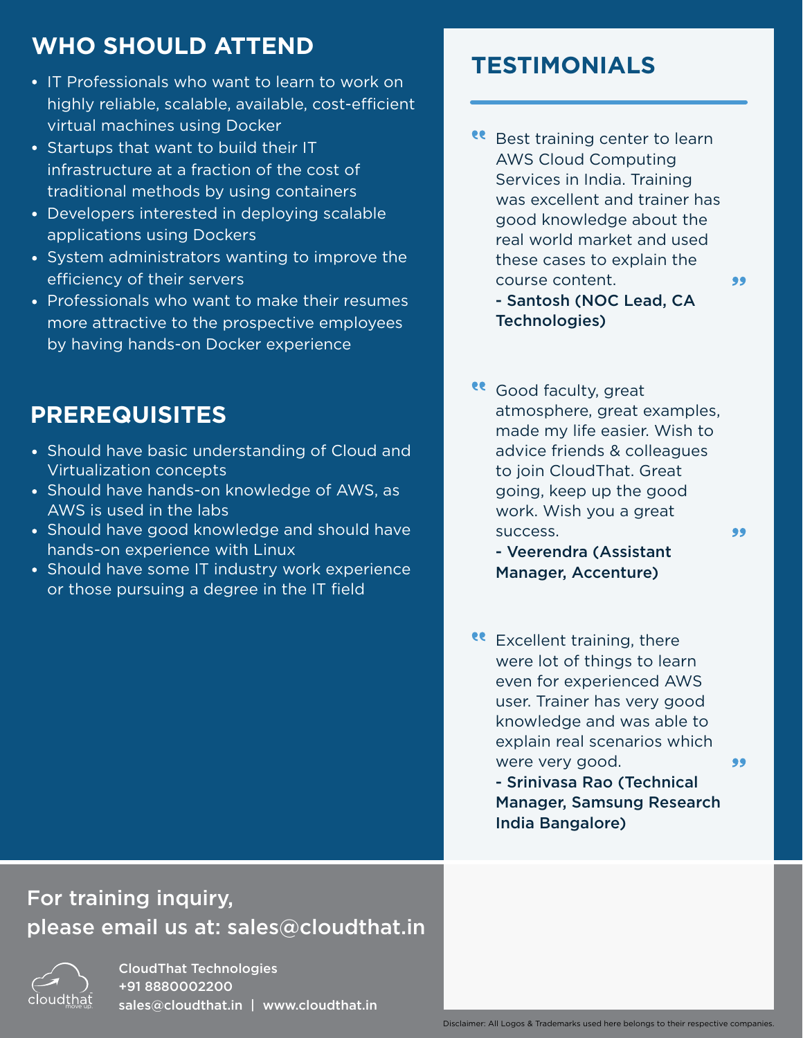## WHO SHOULD ATTEND

- IT Professionals who want to learn to work on highly reliable, scalable, available, cost-efficient virtual machines using Docker
- Startups that want to build their IT infrastructure at a fraction of the cost of traditional methods by using containers
- Developers interested in deploying scalable applications using Dockers
- System administrators wanting to improve the efficiency of their servers
- Professionals who want to make their resumes more attractive to the prospective employees by having hands-on Docker experience

## PREREQUISITES

- Should have basic understanding of Cloud and Virtualization concepts
- Should have hands-on knowledge of AWS, as AWS is used in the labs
- Should have good knowledge and should have hands-on experience with Linux
- Should have some IT industry work experience or those pursuing a degree in the IT field

## TESTIMONIALS

"Best training center to learn AWS Cloud Computing Services in India. Training was excellent and trainer has good knowledge about the real world market and used these cases to explain the course content."

**- Santosh (NOC Lead, CA Technologies)**

"Good faculty, great atmosphere, great examples, made my life easier. Wish to advice friends & colleagues to join CloudThat. Great going, keep up the good work. Wish you a great success."

**- Veerendra (Assistant Manager, Accenture)**

"Excellent training, there were lot of things to learn even for experienced AWS user. Trainer has very good knowledge and was able to explain real scenarios which were very good."

**- Srinivasa Rao (Technical Manager, Samsung Research India Bangalore)**

For training inquiry,
please email us at: sales@cloudthat.in

CloudThat Technologies
+91 8880002200
sales@cloudthat.in | www.cloudthat.in

Disclaimer: All Logos & Trademarks used here belongs to their respective companies.